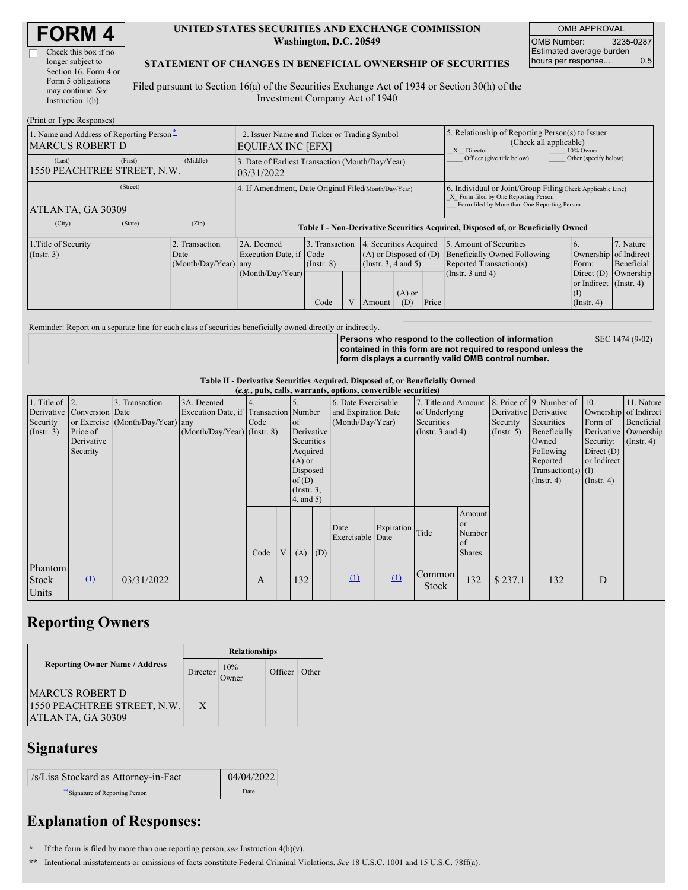# FORM 4

☐ Check this box if no longer subject to Section 16. Form 4 or Form 5 obligations may continue. *See* Instruction 1(b).

**UNITED STATES SECURITIES AND EXCHANGE COMMISSION**
**Washington, D.C. 20549**

**STATEMENT OF CHANGES IN BENEFICIAL OWNERSHIP OF SECURITIES**

Filed pursuant to Section 16(a) of the Securities Exchange Act of 1934 or Section 30(h) of the Investment Company Act of 1940

| OMB APPROVAL | |
|---|---|
| OMB Number: | 3235-0287 |
| Estimated average burden hours per response... | 0.5 |

(Print or Type Responses)

| | | |
|---|---|---|
| 1. Name and Address of Reporting Person* MARCUS ROBERT D | 2. Issuer Name **and** Ticker or Trading Symbol EQUIFAX INC [EFX] | 5. Relationship of Reporting Person(s) to Issuer (Check all applicable) _X_ Director ___ 10% Owner ___ Officer (give title below) ___ Other (specify below) |
| (Last) (First) (Middle) 1550 PEACHTREE STREET, N.W. | 3. Date of Earliest Transaction (Month/Day/Year) 03/31/2022 | |
| (Street) ATLANTA, GA 30309 | 4. If Amendment, Date Original Filed(Month/Day/Year) | 6. Individual or Joint/Group Filing(Check Applicable Line) _X_ Form filed by One Reporting Person ___ Form filed by More than One Reporting Person |
| (City) (State) (Zip) | | |

**Table I - Non-Derivative Securities Acquired, Disposed of, or Beneficially Owned**

| 1.Title of Security (Instr. 3) | 2. Transaction Date (Month/Day/Year) | 2A. Deemed Execution Date, if any (Month/Day/Year) | 3. Transaction Code (Instr. 8) | | 4. Securities Acquired (A) or Disposed of (D) (Instr. 3, 4 and 5) | | | 5. Amount of Securities Beneficially Owned Following Reported Transaction(s) (Instr. 3 and 4) | 6. Ownership Form: Direct (D) or Indirect (I) (Instr. 4) | 7. Nature of Indirect Beneficial Ownership (Instr. 4) |
|---|---|---|---|---|---|---|---|---|---|---|
| | | | Code | V | Amount | (A) or (D) | Price | | | |

Reminder: Report on a separate line for each class of securities beneficially owned directly or indirectly.

**Persons who respond to the collection of information contained in this form are not required to respond unless the form displays a currently valid OMB control number.** SEC 1474 (9-02)

**Table II - Derivative Securities Acquired, Disposed of, or Beneficially Owned**
***(e.g., puts, calls, warrants, options, convertible securities)***

| 1. Title of Derivative Security (Instr. 3) | 2. Conversion or Exercise Price of Derivative Security | 3. Transaction Date (Month/Day/Year) | 3A. Deemed Execution Date, if any (Month/Day/Year) | 4. Transaction Code (Instr. 8) | | 5. Number of Derivative Securities Acquired (A) or Disposed of (D) (Instr. 3, 4, and 5) | | 6. Date Exercisable and Expiration Date (Month/Day/Year) | | 7. Title and Amount of Underlying Securities (Instr. 3 and 4) | | 8. Price of Derivative Security (Instr. 5) | 9. Number of Derivative Securities Beneficially Owned Following Reported Transaction(s) (Instr. 4) | 10. Ownership Form of Derivative Security: Direct (D) or Indirect (I) (Instr. 4) | 11. Nature of Indirect Beneficial Ownership (Instr. 4) |
|---|---|---|---|---|---|---|---|---|---|---|---|---|---|---|---|
| | | | | Code | V | (A) | (D) | Date Exercisable | Expiration Date | Title | Amount or Number of Shares | | | | |
| Phantom Stock Units | (1) | 03/31/2022 | | A | | 132 | | (1) | (1) | Common Stock | 132 | $ 237.1 | 132 | D | |

## Reporting Owners

| Reporting Owner Name / Address | Relationships | | | |
|---|---|---|---|---|
| | Director | 10% Owner | Officer | Other |
| MARCUS ROBERT D 1550 PEACHTREE STREET, N.W. ATLANTA, GA 30309 | X | | | |

## Signatures

| /s/Lisa Stockard as Attorney-in-Fact | 04/04/2022 |
|---|---|
| **Signature of Reporting Person | Date |

## Explanation of Responses:

\* If the form is filed by more than one reporting person, *see* Instruction 4(b)(v).

\*\* Intentional misstatements or omissions of facts constitute Federal Criminal Violations. *See* 18 U.S.C. 1001 and 15 U.S.C. 78ff(a).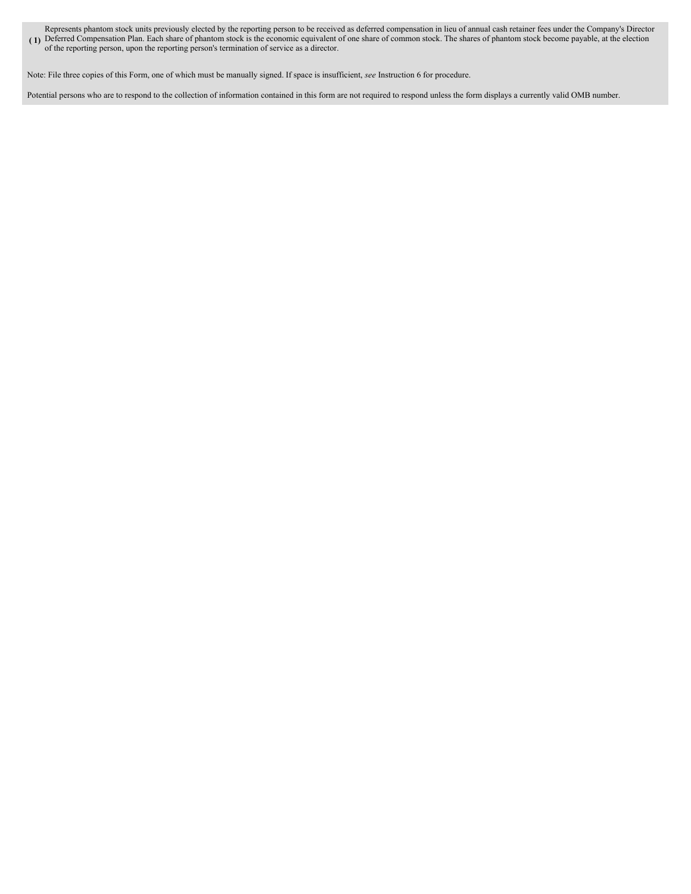**( 1)** Represents phantom stock units previously elected by the reporting person to be received as deferred compensation in lieu of annual cash retainer fees under the Company's Director Deferred Compensation Plan. Each share of phantom stock is the economic equivalent of one share of common stock. The shares of phantom stock become payable, at the election of the reporting person, upon the reporting person's termination of service as a director.

Note: File three copies of this Form, one of which must be manually signed. If space is insufficient, *see* Instruction 6 for procedure.

Potential persons who are to respond to the collection of information contained in this form are not required to respond unless the form displays a currently valid OMB number.